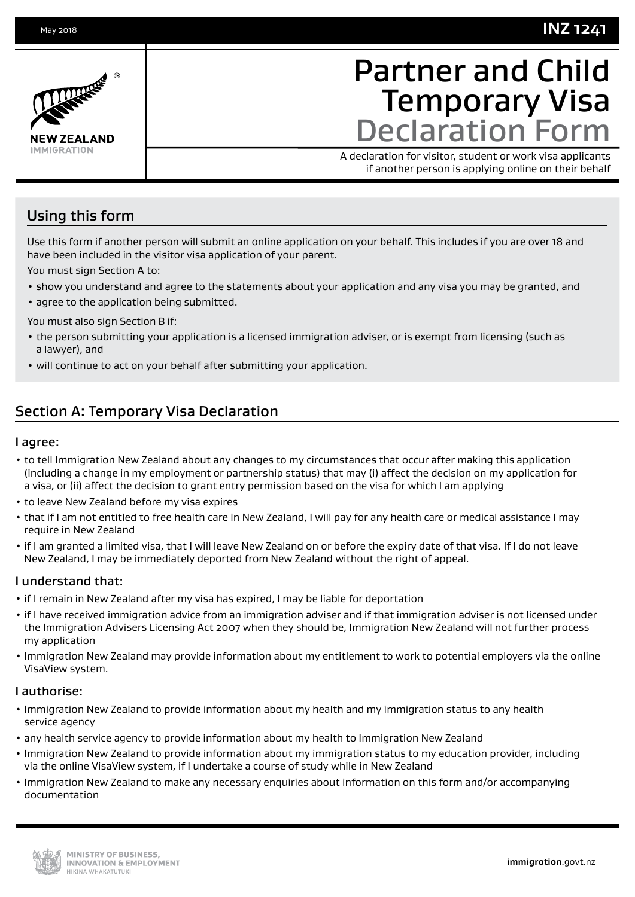May 2018 **INZ 1241**

NEW ZEALAND IMMIGRATION

# Partner and Child Temporary Visa Declaration Form

A declaration for visitor, student or work visa applicants if another person is applying online on their behalf

## Using this form

Use this form if another person will submit an online application on your behalf. This includes if you are over 18 and have been included in the visitor visa application of your parent.

You must sign Section A to:

- show you understand and agree to the statements about your application and any visa you may be granted, and
- agree to the application being submitted.

You must also sign Section B if:

- the person submitting your application is a licensed immigration adviser, or is exempt from licensing (such as a lawyer), and
- will continue to act on your behalf after submitting your application.

## Section A: Temporary Visa Declaration

### I agree:

- to tell Immigration New Zealand about any changes to my circumstances that occur after making this application (including a change in my employment or partnership status) that may (i) affect the decision on my application for a visa, or (ii) affect the decision to grant entry permission based on the visa for which I am applying
- to leave New Zealand before my visa expires
- that if I am not entitled to free health care in New Zealand, I will pay for any health care or medical assistance I may require in New Zealand
- if I am granted a limited visa, that I will leave New Zealand on or before the expiry date of that visa. If I do not leave New Zealand, I may be immediately deported from New Zealand without the right of appeal.

### I understand that:

- if I remain in New Zealand after my visa has expired, I may be liable for deportation
- if I have received immigration advice from an immigration adviser and if that immigration adviser is not licensed under the Immigration Advisers Licensing Act 2007 when they should be, Immigration New Zealand will not further process my application
- Immigration New Zealand may provide information about my entitlement to work to potential employers via the online VisaView system.

### I authorise:

- Immigration New Zealand to provide information about my health and my immigration status to any health service agency
- any health service agency to provide information about my health to Immigration New Zealand
- Immigration New Zealand to provide information about my immigration status to my education provider, including via the online VisaView system, if I undertake a course of study while in New Zealand
- Immigration New Zealand to make any necessary enquiries about information on this form and/or accompanying documentation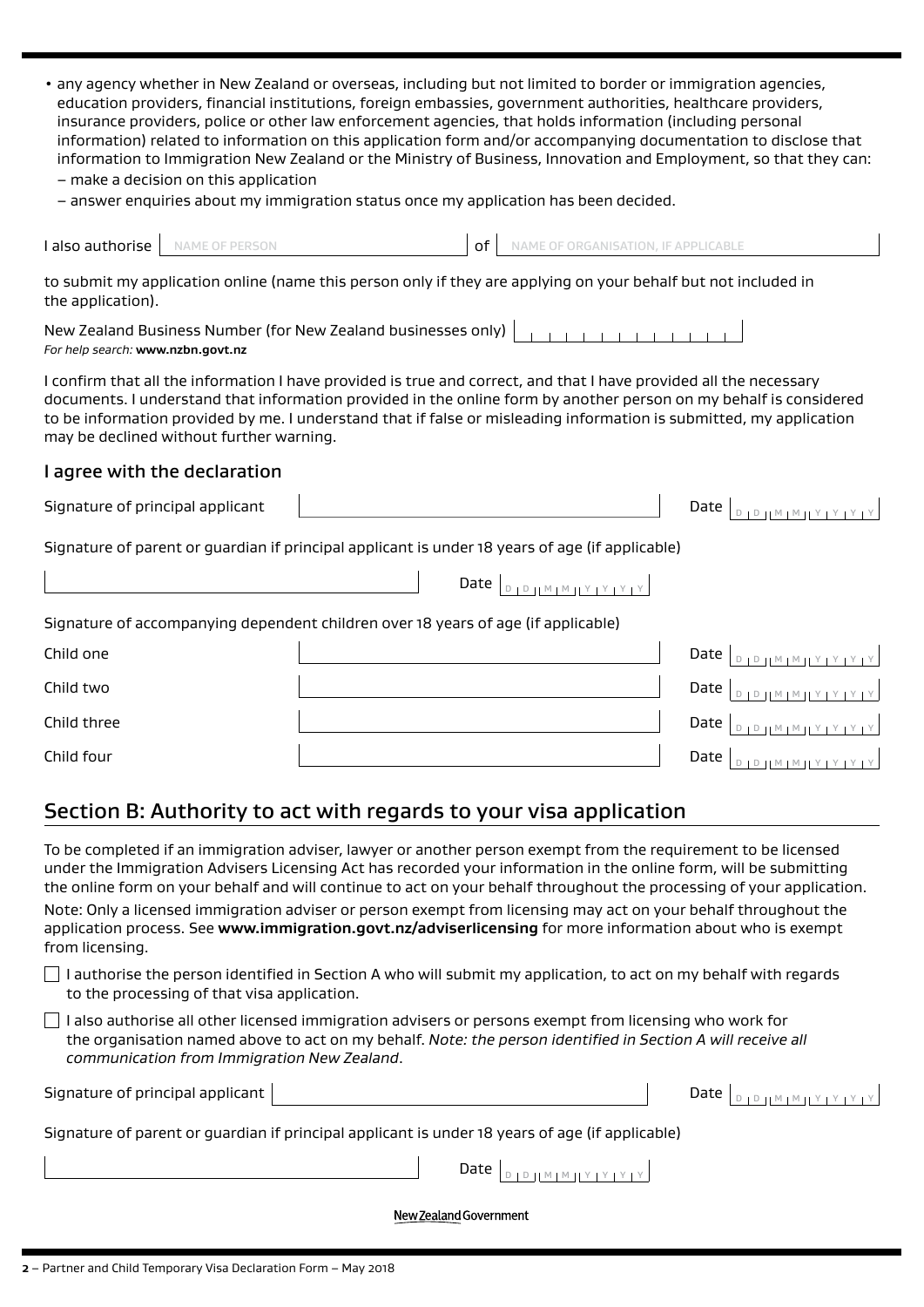- any agency whether in New Zealand or overseas, including but not limited to border or immigration agencies, education providers, financial institutions, foreign embassies, government authorities, healthcare providers, insurance providers, police or other law enforcement agencies, that holds information (including personal information) related to information on this application form and/or accompanying documentation to disclose that information to Immigration New Zealand or the Ministry of Business, Innovation and Employment, so that they can:
  - make a decision on this application
  - answer enquiries about my immigration status once my application has been decided.

I also authorise NAME OF PERSON of NAME OF ORGANISATION, IF APPLICABLE

to submit my application online (name this person only if they are applying on your behalf but not included in the application).

New Zealand Business Number (for New Zealand businesses only)

*For help search:* **www.nzbn.govt.nz**

I confirm that all the information I have provided is true and correct, and that I have provided all the necessary documents. I understand that information provided in the online form by another person on my behalf is considered to be information provided by me. I understand that if false or misleading information is submitted, my application may be declined without further warning.

### I agree with the declaration

Signature of principal applicant Date DD MM YYYY

Signature of parent or guardian if principal applicant is under 18 years of age (if applicable)

Date DD MM YYYY

Signature of accompanying dependent children over 18 years of age (if applicable)

Child one Date DD MM YYYY

Child two Date DD MM YYYY

Child three Date DD MM YYYY

Child four Date DD MM YYYY

## Section B: Authority to act with regards to your visa application

To be completed if an immigration adviser, lawyer or another person exempt from the requirement to be licensed under the Immigration Advisers Licensing Act has recorded your information in the online form, will be submitting the online form on your behalf and will continue to act on your behalf throughout the processing of your application.

Note: Only a licensed immigration adviser or person exempt from licensing may act on your behalf throughout the application process. See **www.immigration.govt.nz/adviserlicensing** for more information about who is exempt from licensing.

☐ I authorise the person identified in Section A who will submit my application, to act on my behalf with regards to the processing of that visa application.

☐ I also authorise all other licensed immigration advisers or persons exempt from licensing who work for the organisation named above to act on my behalf. *Note: the person identified in Section A will receive all communication from Immigration New Zealand.*

Signature of principal applicant Date DD MM YYYY

Signature of parent or guardian if principal applicant is under 18 years of age (if applicable)

Date DD MM YYYY

New Zealand Government